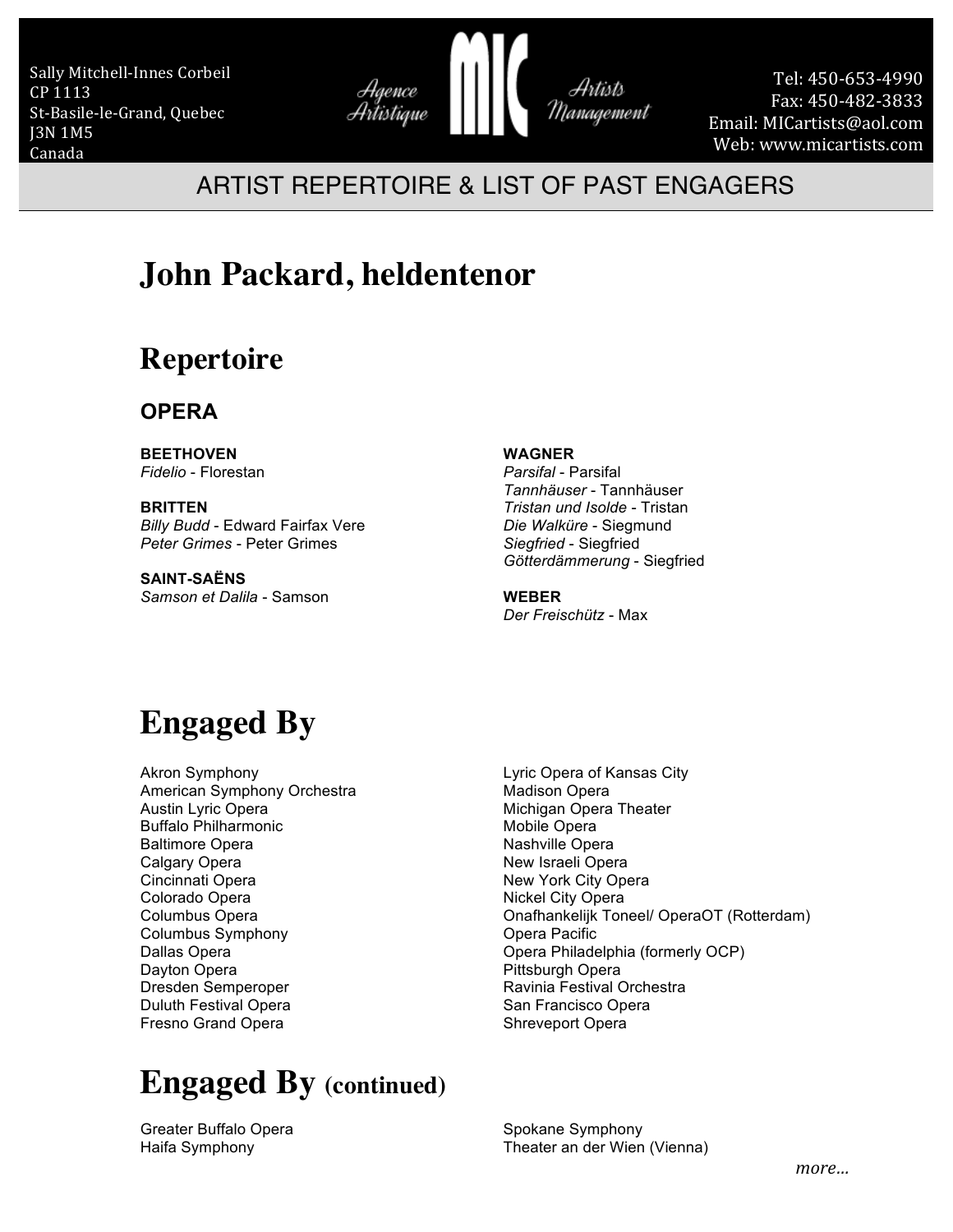Sally Mitchell-Innes Corbeil
CP 1113
St-Basile-le-Grand, Quebec
J3N 1M5
Canada

Agence Artistique **MIC** Artists Management

Tel: 450-653-4990
Fax: 450-482-3833
Email: MICartists@aol.com
Web: www.micartists.com

ARTIST REPERTOIRE & LIST OF PAST ENGAGERS

# John Packard, heldentenor

## Repertoire

### OPERA

**BEETHOVEN**
*Fidelio* - Florestan

**BRITTEN**
*Billy Budd* - Edward Fairfax Vere
*Peter Grimes* - Peter Grimes

**SAINT-SAËNS**
*Samson et Dalila* - Samson

**WAGNER**
*Parsifal* - Parsifal
*Tannhäuser* - Tannhäuser
*Tristan und Isolde* - Tristan
*Die Walküre* - Siegmund
*Siegfried* - Siegfried
*Götterdämmerung* - Siegfried

**WEBER**
*Der Freischütz* - Max

## Engaged By

Akron Symphony
American Symphony Orchestra
Austin Lyric Opera
Buffalo Philharmonic
Baltimore Opera
Calgary Opera
Cincinnati Opera
Colorado Opera
Columbus Opera
Columbus Symphony
Dallas Opera
Dayton Opera
Dresden Semperoper
Duluth Festival Opera
Fresno Grand Opera
Lyric Opera of Kansas City
Madison Opera
Michigan Opera Theater
Mobile Opera
Nashville Opera
New Israeli Opera
New York City Opera
Nickel City Opera
Onafhankelijk Toneel/ OperaOT (Rotterdam)
Opera Pacific
Opera Philadelphia (formerly OCP)
Pittsburgh Opera
Ravinia Festival Orchestra
San Francisco Opera
Shreveport Opera

## Engaged By (continued)

Greater Buffalo Opera
Haifa Symphony
Spokane Symphony
Theater an der Wien (Vienna)

*more...*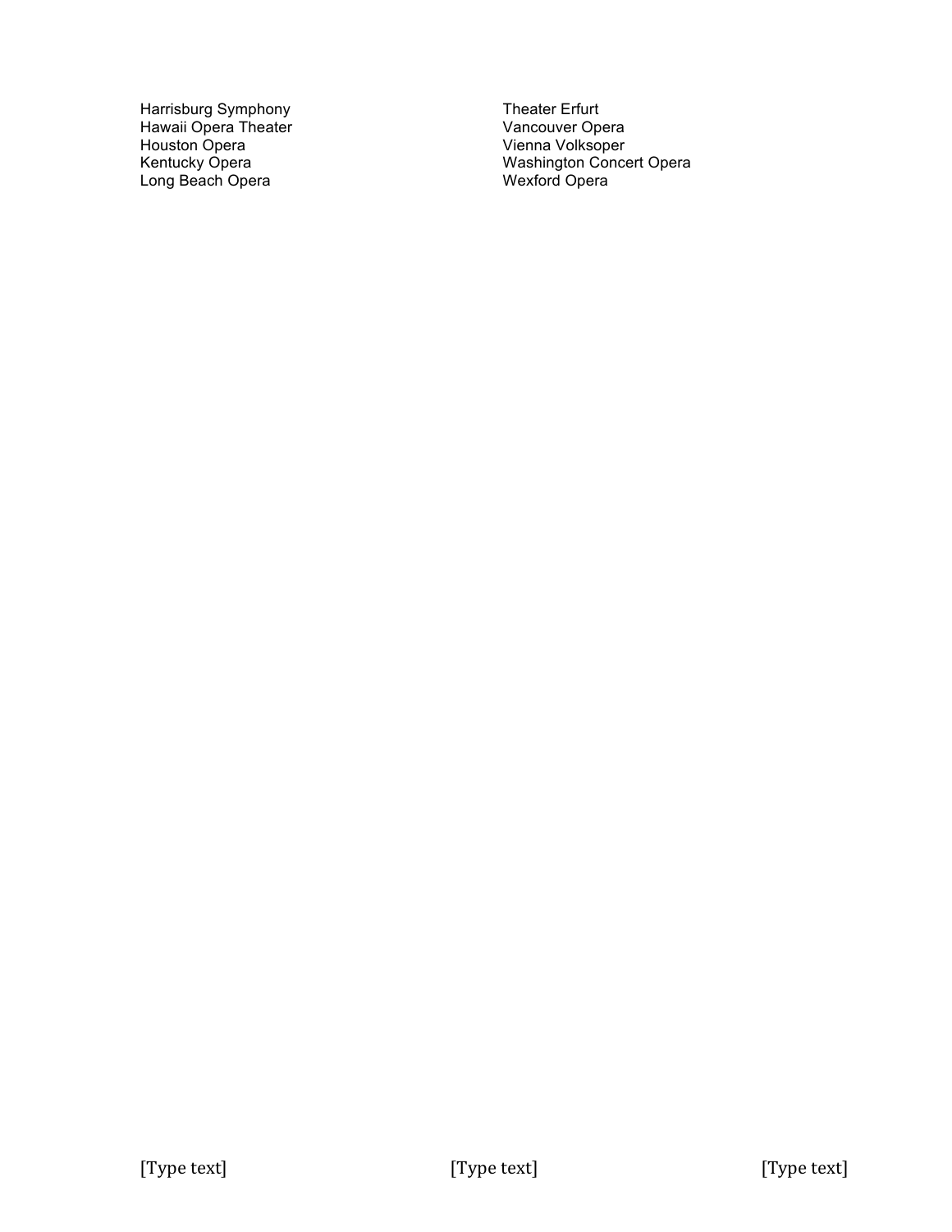Harrisburg Symphony
Hawaii Opera Theater
Houston Opera
Kentucky Opera
Long Beach Opera

Theater Erfurt
Vancouver Opera
Vienna Volksoper
Washington Concert Opera
Wexford Opera